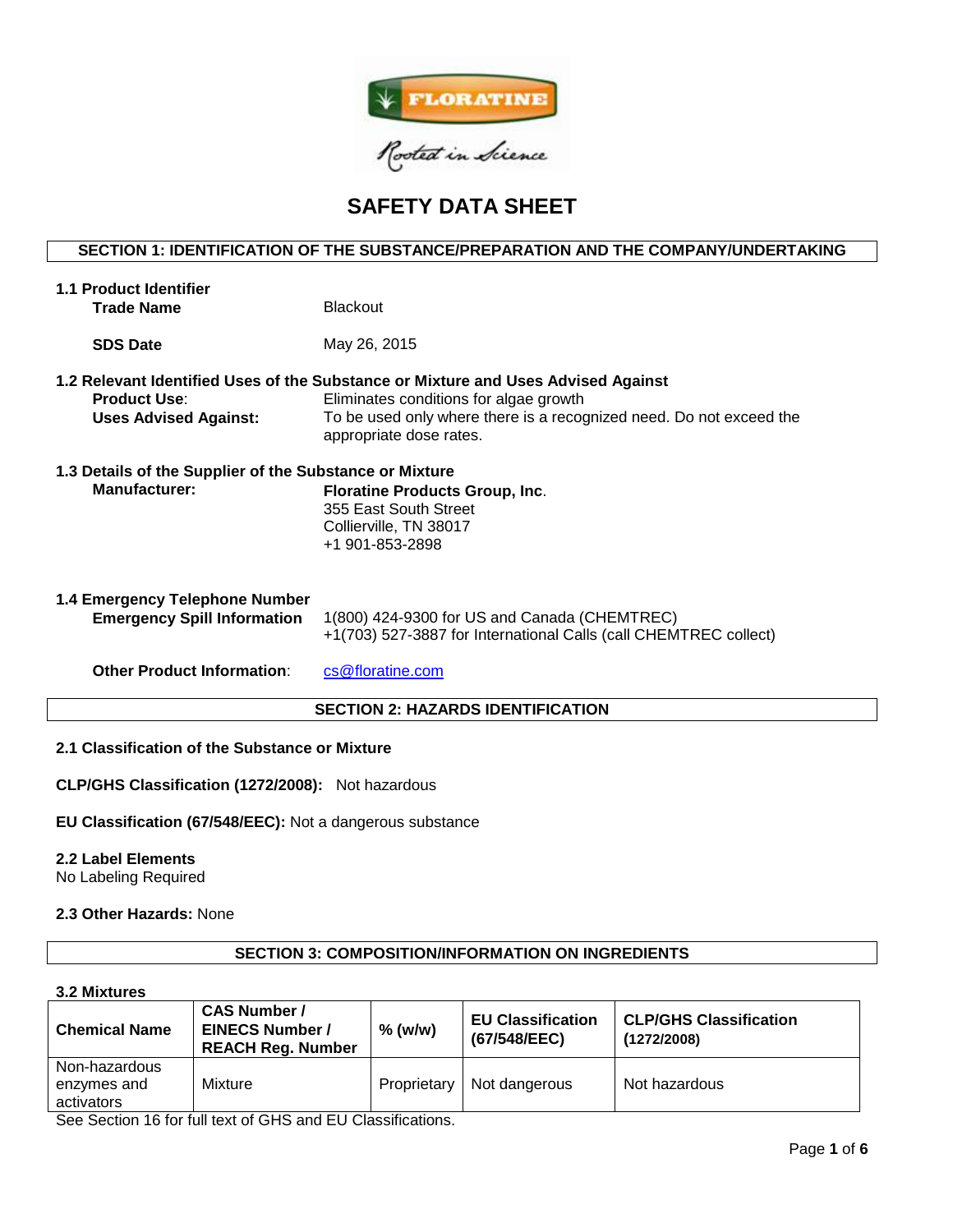# SAFETY DATA SHEET

## SECTION 1: IDENTIFICATION OF THE SUBSTANCE/PREPARATION AND THE COMPANY/UNDERTAKING

### 1.1 Product Identifier

**Trade Name** Blackout

**SDS Date** May 26, 2015

### 1.2 Relevant Identified Uses of the Substance or Mixture and Uses Advised Against

**Product Use**: Eliminates conditions for algae growth

**Uses Advised Against:** To be used only where there is a recognized need. Do not exceed the appropriate dose rates.

### 1.3 Details of the Supplier of the Substance or Mixture

**Manufacturer:** **Floratine Products Group, Inc**.
355 East South Street
Collierville, TN 38017
+1 901-853-2898

### 1.4 Emergency Telephone Number

**Emergency Spill Information** 1(800) 424-9300 for US and Canada (CHEMTREC)
+1(703) 527-3887 for International Calls (call CHEMTREC collect)

**Other Product Information**: cs@floratine.com

## SECTION 2: HAZARDS IDENTIFICATION

### 2.1 Classification of the Substance or Mixture

**CLP/GHS Classification (1272/2008):** Not hazardous

**EU Classification (67/548/EEC):** Not a dangerous substance

### 2.2 Label Elements

No Labeling Required

**2.3 Other Hazards:** None

## SECTION 3: COMPOSITION/INFORMATION ON INGREDIENTS

### 3.2 Mixtures

| Chemical Name | CAS Number / EINECS Number / REACH Reg. Number | % (w/w) | EU Classification (67/548/EEC) | CLP/GHS Classification (1272/2008) |
|---|---|---|---|---|
| Non-hazardous enzymes and activators | Mixture | Proprietary | Not dangerous | Not hazardous |

See Section 16 for full text of GHS and EU Classifications.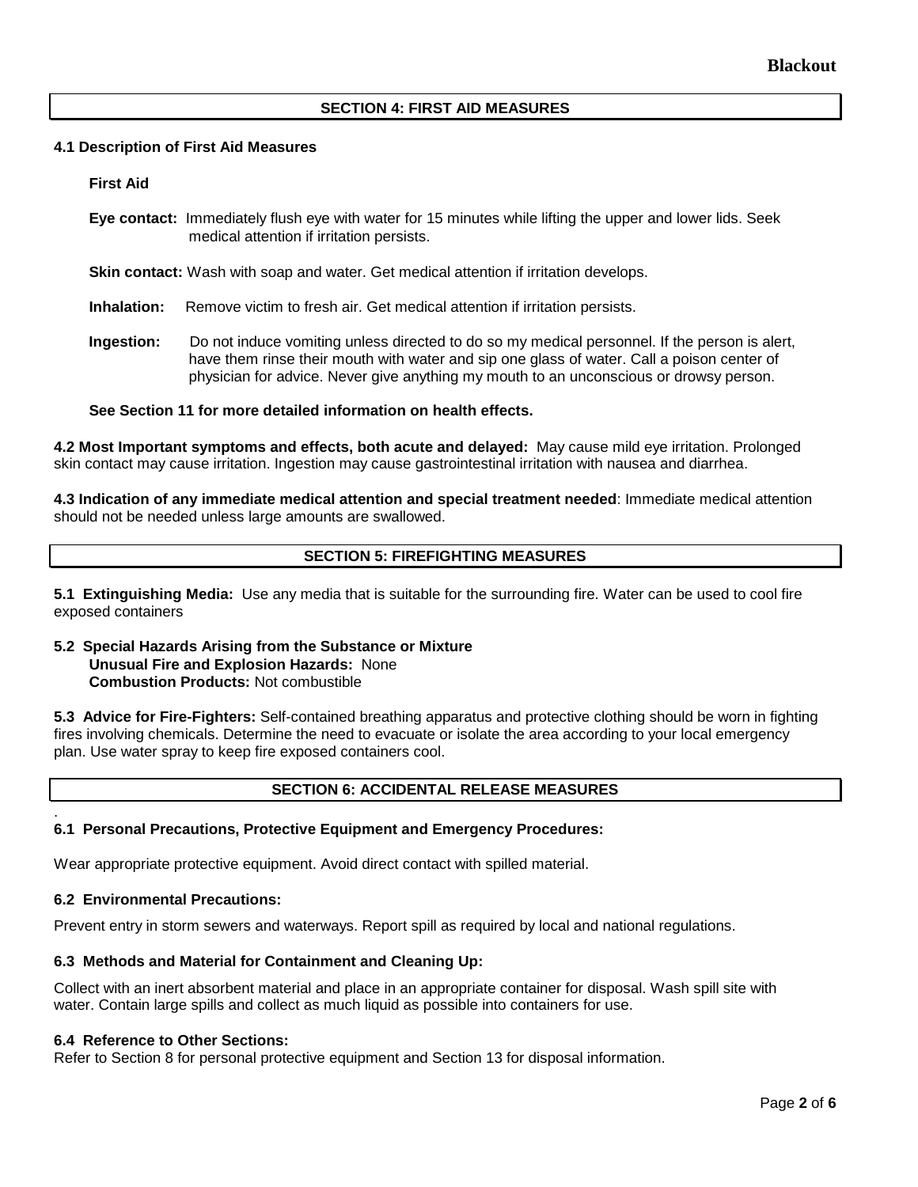## SECTION 4: FIRST AID MEASURES

**4.1 Description of First Aid Measures**

**First Aid**

**Eye contact:** Immediately flush eye with water for 15 minutes while lifting the upper and lower lids. Seek medical attention if irritation persists.

**Skin contact:** Wash with soap and water. Get medical attention if irritation develops.

**Inhalation:** Remove victim to fresh air. Get medical attention if irritation persists.

**Ingestion:** Do not induce vomiting unless directed to do so my medical personnel. If the person is alert, have them rinse their mouth with water and sip one glass of water. Call a poison center of physician for advice. Never give anything my mouth to an unconscious or drowsy person.

**See Section 11 for more detailed information on health effects.**

**4.2 Most Important symptoms and effects, both acute and delayed:** May cause mild eye irritation. Prolonged skin contact may cause irritation. Ingestion may cause gastrointestinal irritation with nausea and diarrhea.

**4.3 Indication of any immediate medical attention and special treatment needed**: Immediate medical attention should not be needed unless large amounts are swallowed.

## SECTION 5: FIREFIGHTING MEASURES

**5.1 Extinguishing Media:** Use any media that is suitable for the surrounding fire. Water can be used to cool fire exposed containers

**5.2 Special Hazards Arising from the Substance or Mixture**
**Unusual Fire and Explosion Hazards:** None
**Combustion Products:** Not combustible

**5.3 Advice for Fire-Fighters:** Self-contained breathing apparatus and protective clothing should be worn in fighting fires involving chemicals. Determine the need to evacuate or isolate the area according to your local emergency plan. Use water spray to keep fire exposed containers cool.

## SECTION 6: ACCIDENTAL RELEASE MEASURES

**6.1 Personal Precautions, Protective Equipment and Emergency Procedures:**

Wear appropriate protective equipment. Avoid direct contact with spilled material.

**6.2 Environmental Precautions:**

Prevent entry in storm sewers and waterways. Report spill as required by local and national regulations.

**6.3 Methods and Material for Containment and Cleaning Up:**

Collect with an inert absorbent material and place in an appropriate container for disposal. Wash spill site with water. Contain large spills and collect as much liquid as possible into containers for use.

**6.4 Reference to Other Sections:**
Refer to Section 8 for personal protective equipment and Section 13 for disposal information.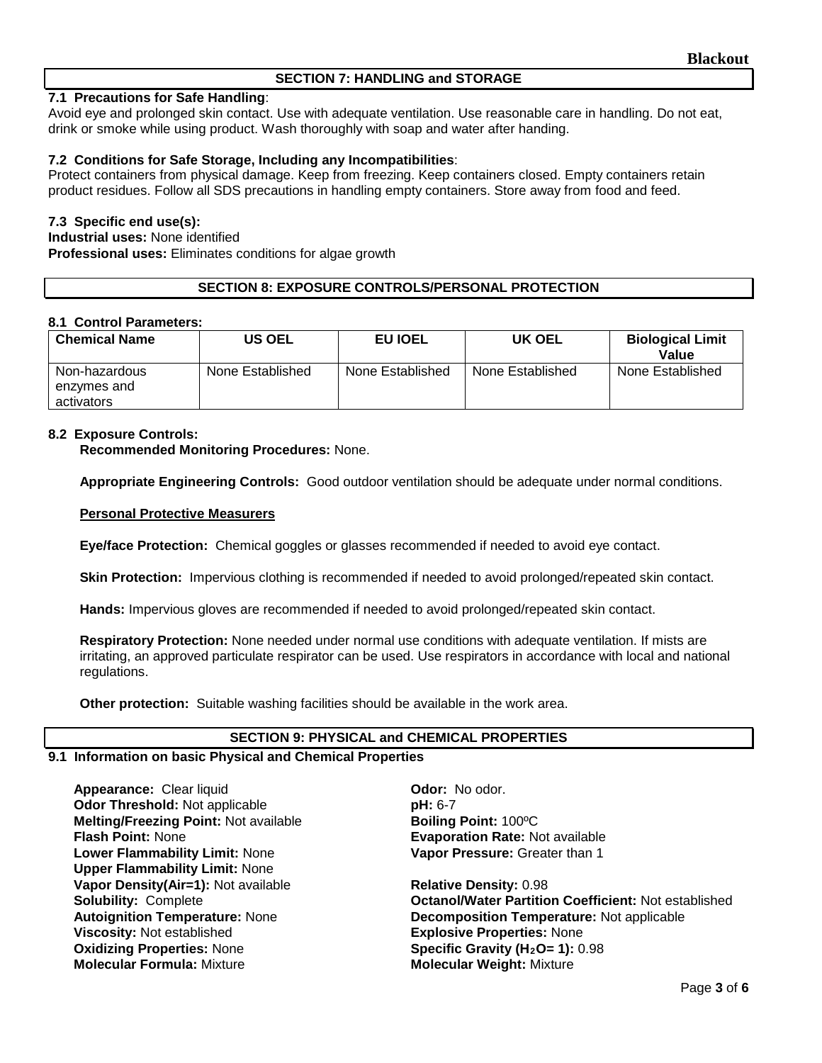## SECTION 7: HANDLING and STORAGE

**7.1 Precautions for Safe Handling**:
Avoid eye and prolonged skin contact. Use with adequate ventilation. Use reasonable care in handling. Do not eat, drink or smoke while using product. Wash thoroughly with soap and water after handing.

**7.2 Conditions for Safe Storage, Including any Incompatibilities**:
Protect containers from physical damage. Keep from freezing. Keep containers closed. Empty containers retain product residues. Follow all SDS precautions in handling empty containers. Store away from food and feed.

**7.3 Specific end use(s):**
**Industrial uses:** None identified
**Professional uses:** Eliminates conditions for algae growth

## SECTION 8: EXPOSURE CONTROLS/PERSONAL PROTECTION

**8.1 Control Parameters:**

| Chemical Name | US OEL | EU IOEL | UK OEL | Biological Limit Value |
|---|---|---|---|---|
| Non-hazardous enzymes and activators | None Established | None Established | None Established | None Established |

**8.2 Exposure Controls:**

**Recommended Monitoring Procedures:** None.

**Appropriate Engineering Controls:** Good outdoor ventilation should be adequate under normal conditions.

**Personal Protective Measurers**

**Eye/face Protection:** Chemical goggles or glasses recommended if needed to avoid eye contact.

**Skin Protection:** Impervious clothing is recommended if needed to avoid prolonged/repeated skin contact.

**Hands:** Impervious gloves are recommended if needed to avoid prolonged/repeated skin contact.

**Respiratory Protection:** None needed under normal use conditions with adequate ventilation. If mists are irritating, an approved particulate respirator can be used. Use respirators in accordance with local and national regulations.

**Other protection:** Suitable washing facilities should be available in the work area.

## SECTION 9: PHYSICAL and CHEMICAL PROPERTIES

**9.1 Information on basic Physical and Chemical Properties**

**Appearance:** Clear liquid
**Odor Threshold:** Not applicable
**Melting/Freezing Point:** Not available
**Flash Point:** None
**Lower Flammability Limit:** None
**Upper Flammability Limit:** None
**Vapor Density(Air=1):** Not available
**Solubility:** Complete
**Autoignition Temperature:** None
**Viscosity:** Not established
**Oxidizing Properties:** None
**Molecular Formula:** Mixture

**Odor:** No odor.
**pH:** 6-7
**Boiling Point:** 100ºC
**Evaporation Rate:** Not available
**Vapor Pressure:** Greater than 1

**Relative Density:** 0.98
**Octanol/Water Partition Coefficient:** Not established
**Decomposition Temperature:** Not applicable
**Explosive Properties:** None
**Specific Gravity ($H_2O$= 1):** 0.98
**Molecular Weight:** Mixture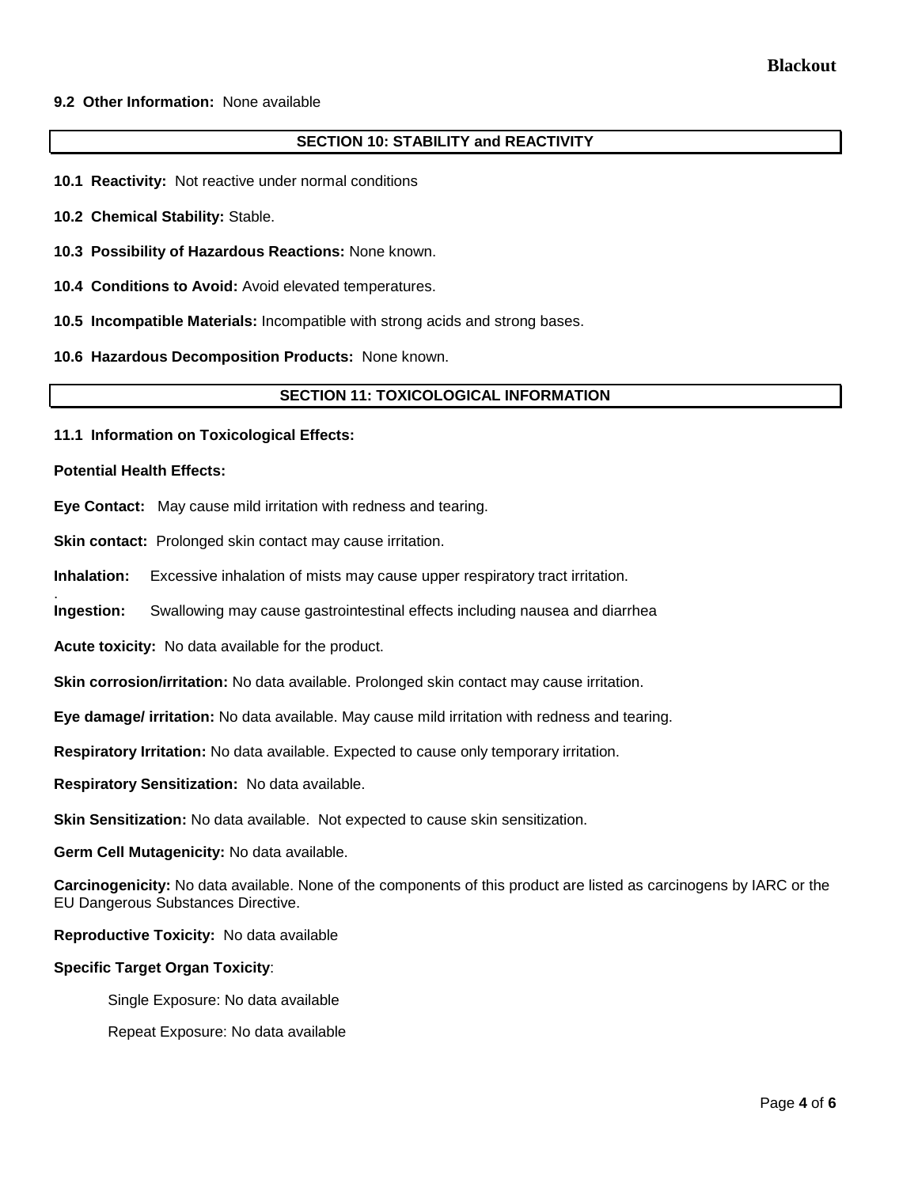**9.2 Other Information:** None available

## SECTION 10: STABILITY and REACTIVITY

**10.1 Reactivity:** Not reactive under normal conditions

**10.2 Chemical Stability:** Stable.

**10.3 Possibility of Hazardous Reactions:** None known.

**10.4 Conditions to Avoid:** Avoid elevated temperatures.

**10.5 Incompatible Materials:** Incompatible with strong acids and strong bases.

**10.6 Hazardous Decomposition Products:** None known.

## SECTION 11: TOXICOLOGICAL INFORMATION

**11.1 Information on Toxicological Effects:**

**Potential Health Effects:**

**Eye Contact:** May cause mild irritation with redness and tearing.

**Skin contact:** Prolonged skin contact may cause irritation.

**Inhalation:** Excessive inhalation of mists may cause upper respiratory tract irritation.

**Ingestion:** Swallowing may cause gastrointestinal effects including nausea and diarrhea

**Acute toxicity:** No data available for the product.

**Skin corrosion/irritation:** No data available. Prolonged skin contact may cause irritation.

**Eye damage/ irritation:** No data available. May cause mild irritation with redness and tearing.

**Respiratory Irritation:** No data available. Expected to cause only temporary irritation.

**Respiratory Sensitization:** No data available.

**Skin Sensitization:** No data available. Not expected to cause skin sensitization.

**Germ Cell Mutagenicity:** No data available.

**Carcinogenicity:** No data available. None of the components of this product are listed as carcinogens by IARC or the EU Dangerous Substances Directive.

**Reproductive Toxicity:** No data available

**Specific Target Organ Toxicity**:

Single Exposure: No data available

Repeat Exposure: No data available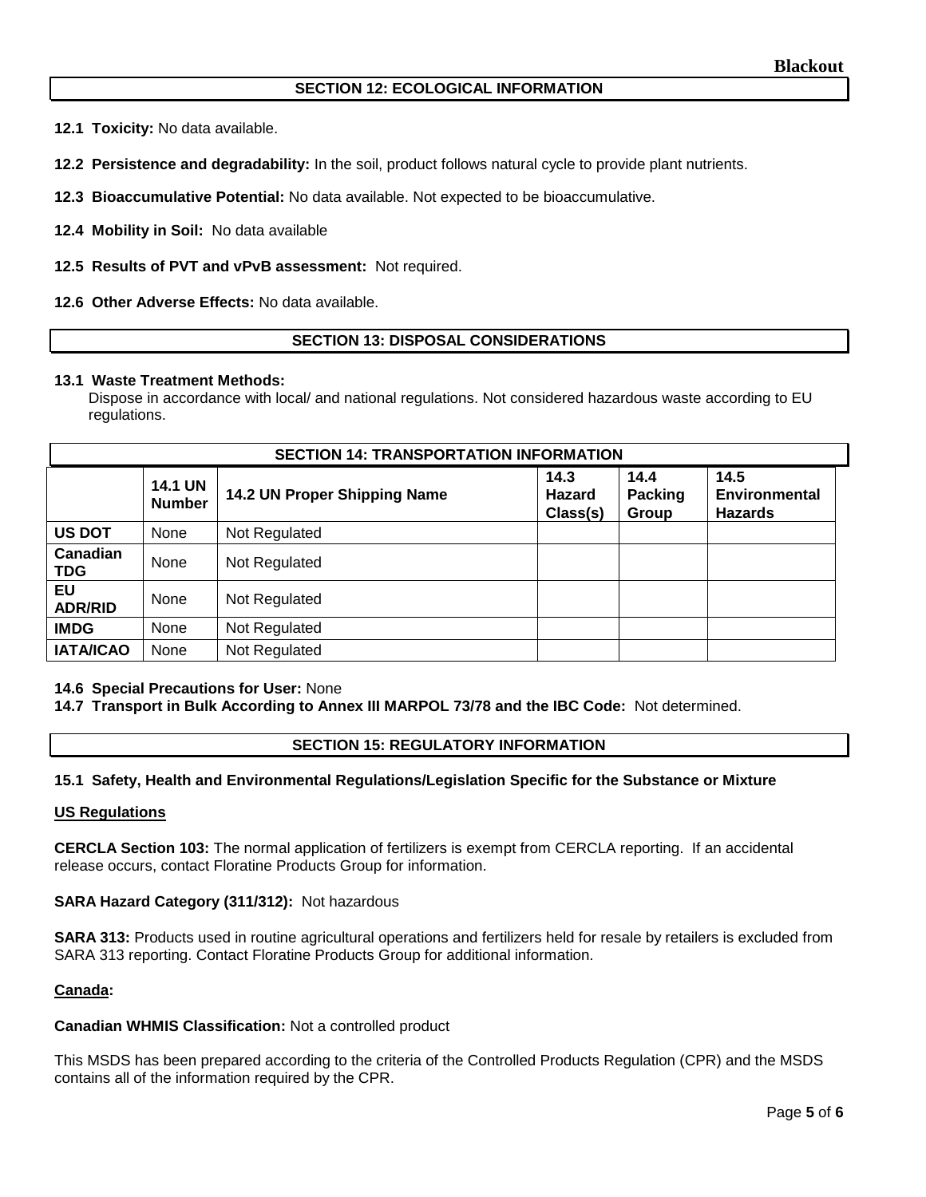## SECTION 12: ECOLOGICAL INFORMATION

**12.1 Toxicity:** No data available.

**12.2 Persistence and degradability:** In the soil, product follows natural cycle to provide plant nutrients.

**12.3 Bioaccumulative Potential:** No data available. Not expected to be bioaccumulative.

**12.4 Mobility in Soil:** No data available

**12.5 Results of PVT and vPvB assessment:** Not required.

**12.6 Other Adverse Effects:** No data available.

## SECTION 13: DISPOSAL CONSIDERATIONS

**13.1 Waste Treatment Methods:**

Dispose in accordance with local/ and national regulations. Not considered hazardous waste according to EU regulations.

## SECTION 14: TRANSPORTATION INFORMATION

| | 14.1 UN Number | 14.2 UN Proper Shipping Name | 14.3 Hazard Class(s) | 14.4 Packing Group | 14.5 Environmental Hazards |
|---|---|---|---|---|---|
| **US DOT** | None | Not Regulated | | | |
| **Canadian TDG** | None | Not Regulated | | | |
| **EU ADR/RID** | None | Not Regulated | | | |
| **IMDG** | None | Not Regulated | | | |
| **IATA/ICAO** | None | Not Regulated | | | |

**14.6 Special Precautions for User:** None

**14.7 Transport in Bulk According to Annex III MARPOL 73/78 and the IBC Code:** Not determined.

## SECTION 15: REGULATORY INFORMATION

**15.1 Safety, Health and Environmental Regulations/Legislation Specific for the Substance or Mixture**

**US Regulations**

**CERCLA Section 103:** The normal application of fertilizers is exempt from CERCLA reporting. If an accidental release occurs, contact Floratine Products Group for information.

**SARA Hazard Category (311/312):** Not hazardous

**SARA 313:** Products used in routine agricultural operations and fertilizers held for resale by retailers is excluded from SARA 313 reporting. Contact Floratine Products Group for additional information.

**Canada:**

**Canadian WHMIS Classification:** Not a controlled product

This MSDS has been prepared according to the criteria of the Controlled Products Regulation (CPR) and the MSDS contains all of the information required by the CPR.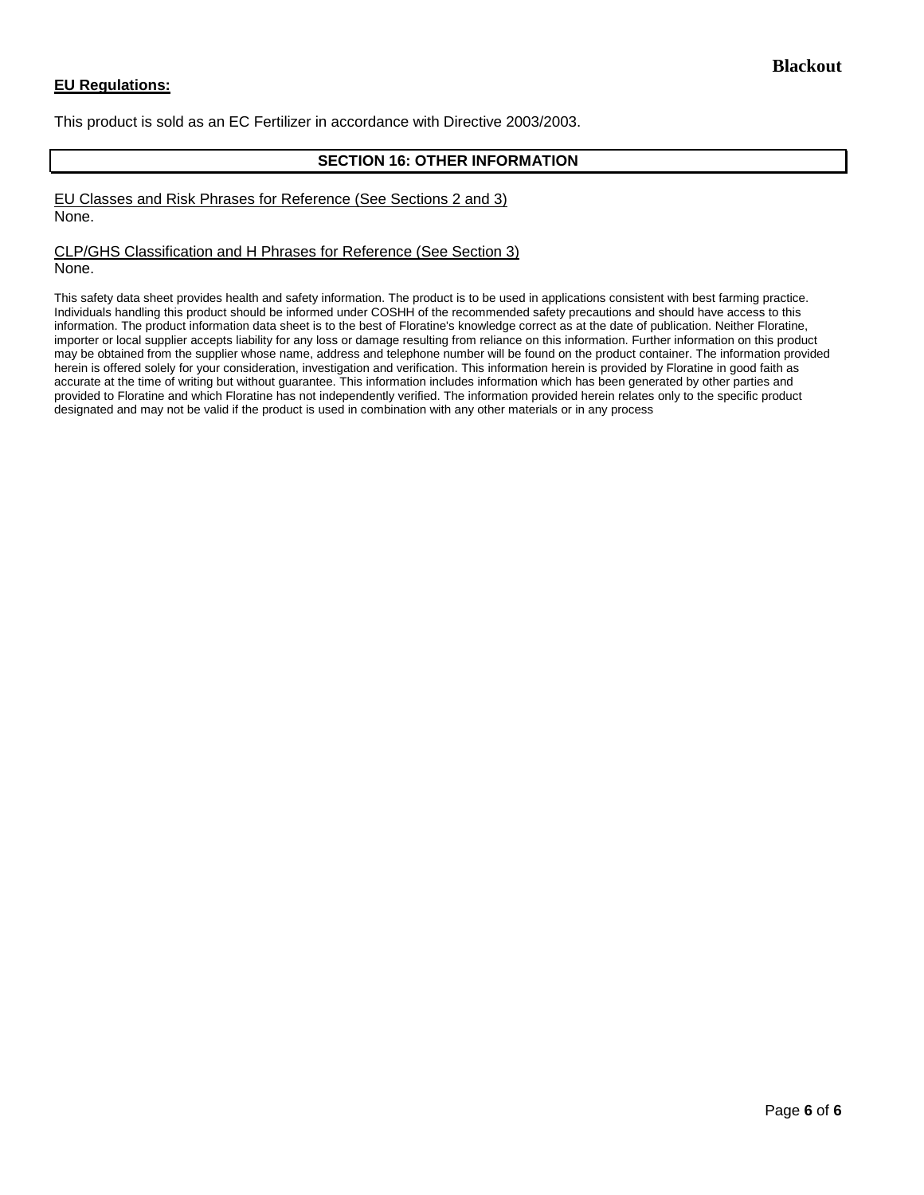**EU Regulations:**

This product is sold as an EC Fertilizer in accordance with Directive 2003/2003.

## SECTION 16: OTHER INFORMATION

EU Classes and Risk Phrases for Reference (See Sections 2 and 3)
None.

CLP/GHS Classification and H Phrases for Reference (See Section 3)
None.

This safety data sheet provides health and safety information. The product is to be used in applications consistent with best farming practice. Individuals handling this product should be informed under COSHH of the recommended safety precautions and should have access to this information. The product information data sheet is to the best of Floratine's knowledge correct as at the date of publication. Neither Floratine, importer or local supplier accepts liability for any loss or damage resulting from reliance on this information. Further information on this product may be obtained from the supplier whose name, address and telephone number will be found on the product container. The information provided herein is offered solely for your consideration, investigation and verification. This information herein is provided by Floratine in good faith as accurate at the time of writing but without guarantee. This information includes information which has been generated by other parties and provided to Floratine and which Floratine has not independently verified. The information provided herein relates only to the specific product designated and may not be valid if the product is used in combination with any other materials or in any process